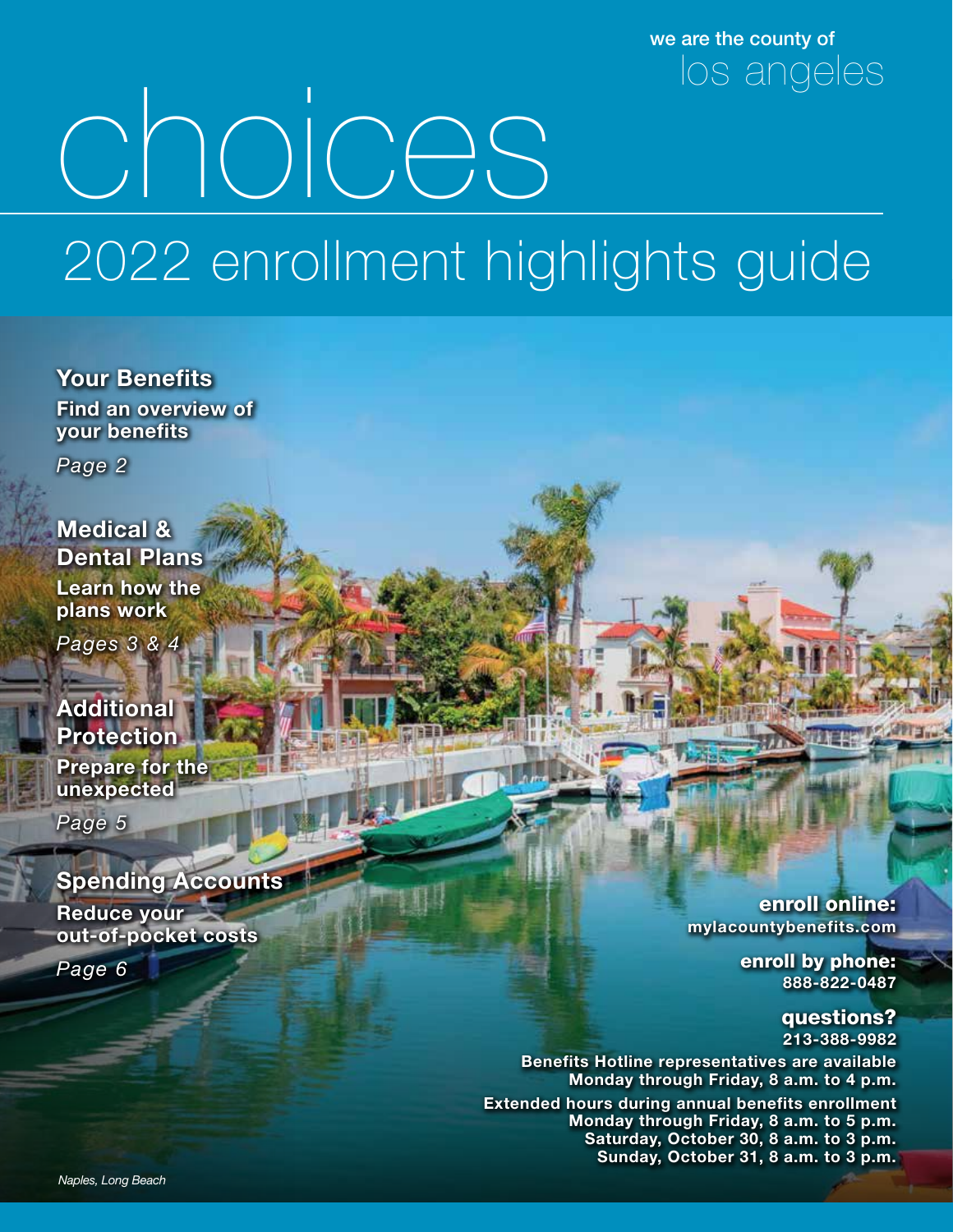we are the county of
los angeles

# choices

## 2022 enrollment highlights guide

**Your Benefits**
**Find an overview of your benefits**
*Page 2*

**Medical & Dental Plans**
**Learn how the plans work**
*Pages 3 & 4*

**Additional Protection**
**Prepare for the unexpected**
*Page 5*

**Spending Accounts**
**Reduce your out-of-pocket costs**
*Page 6*

**enroll online:**
**mylacountybenefits.com**

**enroll by phone:**
**888-822-0487**

**questions?**
**213-388-9982**

**Benefits Hotline representatives are available Monday through Friday, 8 a.m. to 4 p.m.**

**Extended hours during annual benefits enrollment**
**Monday through Friday, 8 a.m. to 5 p.m.**
**Saturday, October 30, 8 a.m. to 3 p.m.**
**Sunday, October 31, 8 a.m. to 3 p.m.**

*Naples, Long Beach*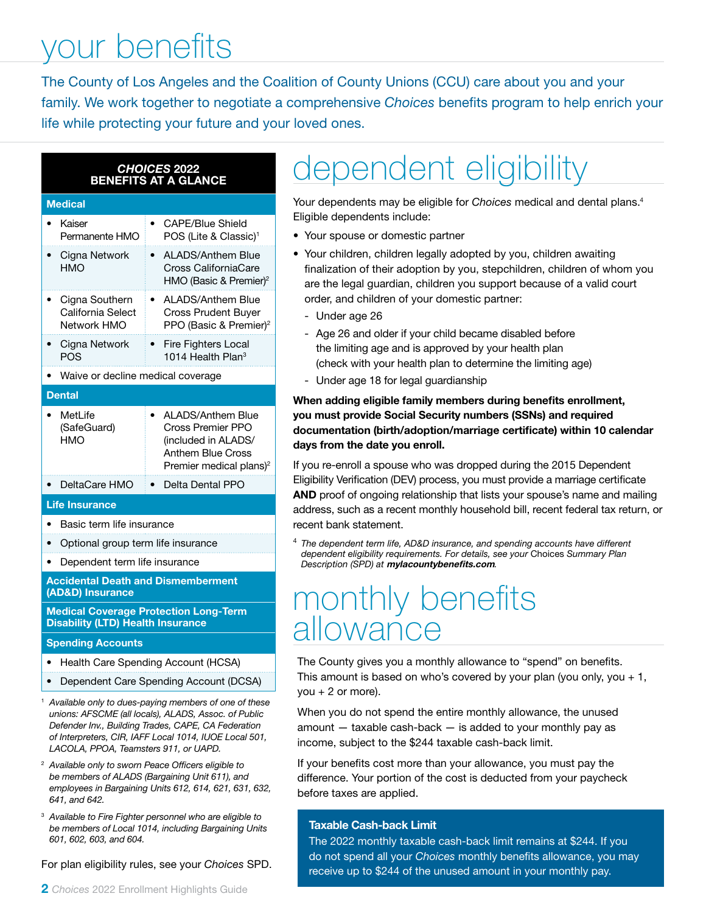# your benefits

The County of Los Angeles and the Coalition of County Unions (CCU) care about you and your family. We work together to negotiate a comprehensive *Choices* benefits program to help enrich your life while protecting your future and your loved ones.

| ***CHOICES* 2022 BENEFITS AT A GLANCE** | |
|---|---|
| **Medical** | |
| • Kaiser Permanente HMO | • CAPE/Blue Shield POS (Lite & Classic)[1] |
| • Cigna Network HMO | • ALADS/Anthem Blue Cross CaliforniaCare HMO (Basic & Premier)[2] |
| • Cigna Southern California Select Network HMO | • ALADS/Anthem Blue Cross Prudent Buyer PPO (Basic & Premier)[2] |
| • Cigna Network POS | • Fire Fighters Local 1014 Health Plan[3] |
| • Waive or decline medical coverage | |
| **Dental** | |
| • MetLife (SafeGuard) HMO | • ALADS/Anthem Blue Cross Premier PPO (included in ALADS/Anthem Blue Cross Premier medical plans)[2] |
| • DeltaCare HMO | • Delta Dental PPO |
| **Life Insurance** | |
| • Basic term life insurance | |
| • Optional group term life insurance | |
| • Dependent term life insurance | |
| **Accidental Death and Dismemberment (AD&D) Insurance** | |
| **Medical Coverage Protection Long-Term Disability (LTD) Health Insurance** | |
| **Spending Accounts** | |
| • Health Care Spending Account (HCSA) | |
| • Dependent Care Spending Account (DCSA) | |

[1] *Available only to dues-paying members of one of these unions: AFSCME (all locals), ALADS, Assoc. of Public Defender Inv., Building Trades, CAPE, CA Federation of Interpreters, CIR, IAFF Local 1014, IUOE Local 501, LACOLA, PPOA, Teamsters 911, or UAPD.*

[2] *Available only to sworn Peace Officers eligible to be members of ALADS (Bargaining Unit 611), and employees in Bargaining Units 612, 614, 621, 631, 632, 641, and 642.*

[3] *Available to Fire Fighter personnel who are eligible to be members of Local 1014, including Bargaining Units 601, 602, 603, and 604.*

For plan eligibility rules, see your *Choices* SPD.

# dependent eligibility

Your dependents may be eligible for *Choices* medical and dental plans.[4] Eligible dependents include:

- Your spouse or domestic partner
- Your children, children legally adopted by you, children awaiting finalization of their adoption by you, stepchildren, children of whom you are the legal guardian, children you support because of a valid court order, and children of your domestic partner:
  - Under age 26
  - Age 26 and older if your child became disabled before the limiting age and is approved by your health plan (check with your health plan to determine the limiting age)
  - Under age 18 for legal guardianship

**When adding eligible family members during benefits enrollment, you must provide Social Security numbers (SSNs) and required documentation (birth/adoption/marriage certificate) within 10 calendar days from the date you enroll.**

If you re-enroll a spouse who was dropped during the 2015 Dependent Eligibility Verification (DEV) process, you must provide a marriage certificate **AND** proof of ongoing relationship that lists your spouse's name and mailing address, such as a recent monthly household bill, recent federal tax return, or recent bank statement.

[4] *The dependent term life, AD&D insurance, and spending accounts have different dependent eligibility requirements. For details, see your* Choices *Summary Plan Description (SPD) at* ***mylacountybenefits.com****.*

# monthly benefits allowance

The County gives you a monthly allowance to "spend" on benefits. This amount is based on who's covered by your plan (you only, you + 1, you + 2 or more).

When you do not spend the entire monthly allowance, the unused amount — taxable cash-back — is added to your monthly pay as income, subject to the $244 taxable cash-back limit.

If your benefits cost more than your allowance, you must pay the difference. Your portion of the cost is deducted from your paycheck before taxes are applied.

**Taxable Cash-back Limit**

The 2022 monthly taxable cash-back limit remains at $244. If you do not spend all your *Choices* monthly benefits allowance, you may receive up to $244 of the unused amount in your monthly pay.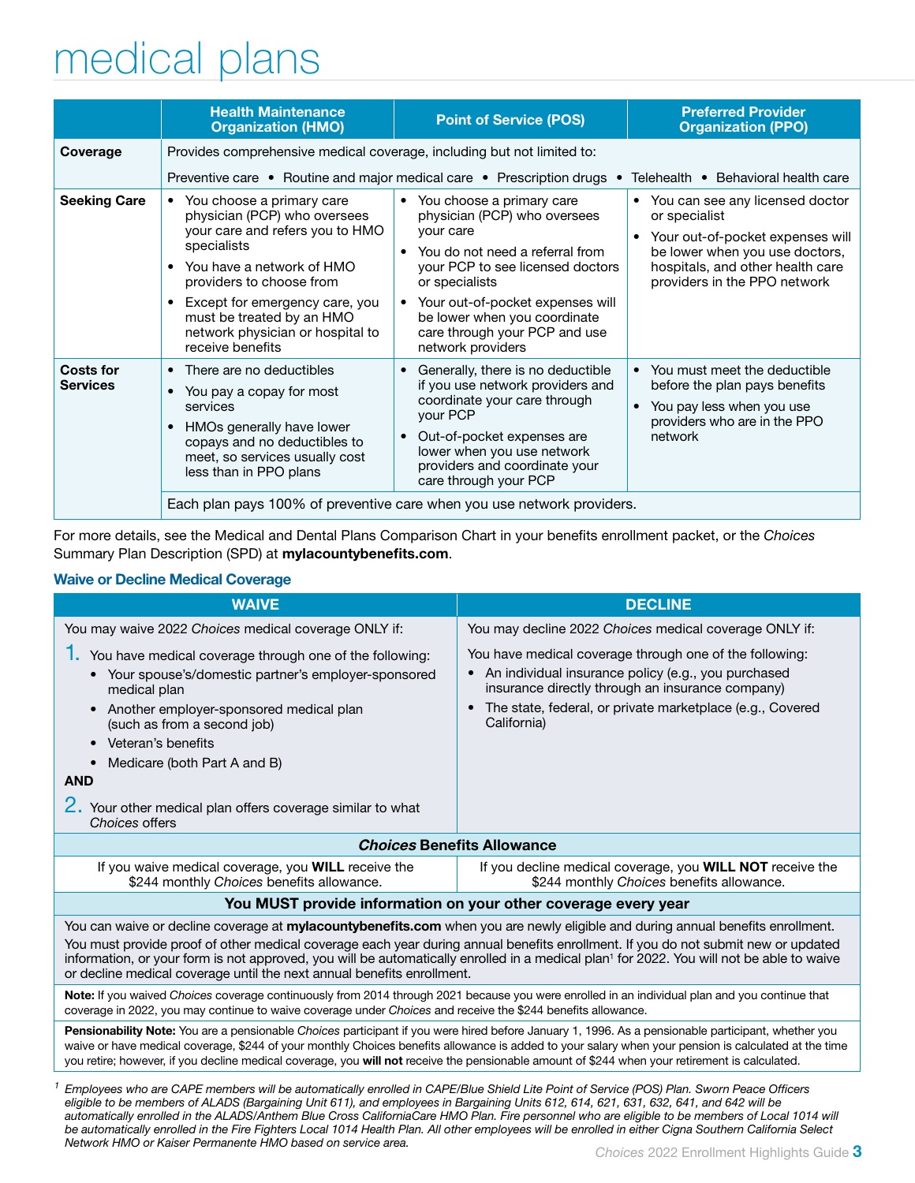# medical plans

| | Health Maintenance Organization (HMO) | Point of Service (POS) | Preferred Provider Organization (PPO) |
|---|---|---|---|
| **Coverage** | Provides comprehensive medical coverage, including but not limited to:<br>Preventive care • Routine and major medical care • Prescription drugs • Telehealth • Behavioral health care | | |
| **Seeking Care** | • You choose a primary care physician (PCP) who oversees your care and refers you to HMO specialists<br>• You have a network of HMO providers to choose from<br>• Except for emergency care, you must be treated by an HMO network physician or hospital to receive benefits | • You choose a primary care physician (PCP) who oversees your care<br>• You do not need a referral from your PCP to see licensed doctors or specialists<br>• Your out-of-pocket expenses will be lower when you coordinate care through your PCP and use network providers | • You can see any licensed doctor or specialist<br>• Your out-of-pocket expenses will be lower when you use doctors, hospitals, and other health care providers in the PPO network |
| **Costs for Services** | • There are no deductibles<br>• You pay a copay for most services<br>• HMOs generally have lower copays and no deductibles to meet, so services usually cost less than in PPO plans | • Generally, there is no deductible if you use network providers and coordinate your care through your PCP<br>• Out-of-pocket expenses are lower when you use network providers and coordinate your care through your PCP | • You must meet the deductible before the plan pays benefits<br>• You pay less when you use providers who are in the PPO network |
| | Each plan pays 100% of preventive care when you use network providers. | | |

For more details, see the Medical and Dental Plans Comparison Chart in your benefits enrollment packet, or the *Choices* Summary Plan Description (SPD) at **mylacountybenefits.com**.

### Waive or Decline Medical Coverage

| WAIVE | DECLINE |
|---|---|
| You may waive 2022 *Choices* medical coverage ONLY if:<br>1. You have medical coverage through one of the following:<br>• Your spouse's/domestic partner's employer-sponsored medical plan<br>• Another employer-sponsored medical plan (such as from a second job)<br>• Veteran's benefits<br>• Medicare (both Part A and B)<br>**AND**<br>2. Your other medical plan offers coverage similar to what *Choices* offers | You may decline 2022 *Choices* medical coverage ONLY if:<br>You have medical coverage through one of the following:<br>• An individual insurance policy (e.g., you purchased insurance directly through an insurance company)<br>• The state, federal, or private marketplace (e.g., Covered California) |
| ***Choices* Benefits Allowance** | |
| If you waive medical coverage, you **WILL** receive the $244 monthly *Choices* benefits allowance. | If you decline medical coverage, you **WILL NOT** receive the $244 monthly *Choices* benefits allowance. |
| **You MUST provide information on your other coverage every year** | |
| You can waive or decline coverage at **mylacountybenefits.com** when you are newly eligible and during annual benefits enrollment.<br>You must provide proof of other medical coverage each year during annual benefits enrollment. If you do not submit new or updated information, or your form is not approved, you will be automatically enrolled in a medical plan[1] for 2022. You will not be able to waive or decline medical coverage until the next annual benefits enrollment. | |
| **Note:** If you waived *Choices* coverage continuously from 2014 through 2021 because you were enrolled in an individual plan and you continue that coverage in 2022, you may continue to waive coverage under *Choices* and receive the $244 benefits allowance. | |
| **Pensionability Note:** You are a pensionable *Choices* participant if you were hired before January 1, 1996. As a pensionable participant, whether you waive or have medical coverage, $244 of your monthly Choices benefits allowance is added to your salary when your pension is calculated at the time you retire; however, if you decline medical coverage, you **will not** receive the pensionable amount of $244 when your retirement is calculated. | |

[1] *Employees who are CAPE members will be automatically enrolled in CAPE/Blue Shield Lite Point of Service (POS) Plan. Sworn Peace Officers eligible to be members of ALADS (Bargaining Unit 611), and employees in Bargaining Units 612, 614, 621, 631, 632, 641, and 642 will be automatically enrolled in the ALADS/Anthem Blue Cross CaliforniaCare HMO Plan. Fire personnel who are eligible to be members of Local 1014 will be automatically enrolled in the Fire Fighters Local 1014 Health Plan. All other employees will be enrolled in either Cigna Southern California Select Network HMO or Kaiser Permanente HMO based on service area.*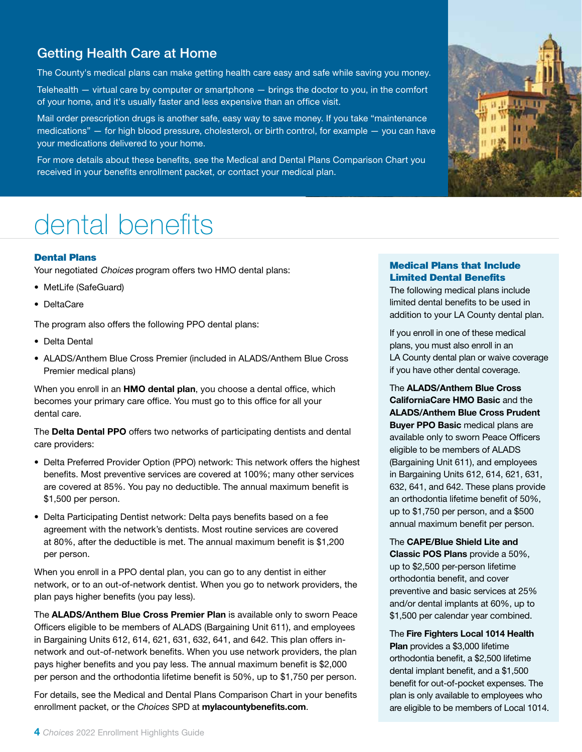## Getting Health Care at Home

The County's medical plans can make getting health care easy and safe while saving you money.

Telehealth — virtual care by computer or smartphone — brings the doctor to you, in the comfort of your home, and it's usually faster and less expensive than an office visit.

Mail order prescription drugs is another safe, easy way to save money. If you take "maintenance medications" — for high blood pressure, cholesterol, or birth control, for example — you can have your medications delivered to your home.

For more details about these benefits, see the Medical and Dental Plans Comparison Chart you received in your benefits enrollment packet, or contact your medical plan.

# dental benefits

### Dental Plans

Your negotiated *Choices* program offers two HMO dental plans:

- MetLife (SafeGuard)
- DeltaCare

The program also offers the following PPO dental plans:

- Delta Dental
- ALADS/Anthem Blue Cross Premier (included in ALADS/Anthem Blue Cross Premier medical plans)

When you enroll in an **HMO dental plan**, you choose a dental office, which becomes your primary care office. You must go to this office for all your dental care.

The **Delta Dental PPO** offers two networks of participating dentists and dental care providers:

- Delta Preferred Provider Option (PPO) network: This network offers the highest benefits. Most preventive services are covered at 100%; many other services are covered at 85%. You pay no deductible. The annual maximum benefit is $1,500 per person.
- Delta Participating Dentist network: Delta pays benefits based on a fee agreement with the network's dentists. Most routine services are covered at 80%, after the deductible is met. The annual maximum benefit is $1,200 per person.

When you enroll in a PPO dental plan, you can go to any dentist in either network, or to an out-of-network dentist. When you go to network providers, the plan pays higher benefits (you pay less).

The **ALADS/Anthem Blue Cross Premier Plan** is available only to sworn Peace Officers eligible to be members of ALADS (Bargaining Unit 611), and employees in Bargaining Units 612, 614, 621, 631, 632, 641, and 642. This plan offers in-network and out-of-network benefits. When you use network providers, the plan pays higher benefits and you pay less. The annual maximum benefit is $2,000 per person and the orthodontia lifetime benefit is 50%, up to $1,750 per person.

For details, see the Medical and Dental Plans Comparison Chart in your benefits enrollment packet, or the *Choices* SPD at **mylacountybenefits.com**.

### Medical Plans that Include Limited Dental Benefits

The following medical plans include limited dental benefits to be used in addition to your LA County dental plan.

If you enroll in one of these medical plans, you must also enroll in an LA County dental plan or waive coverage if you have other dental coverage.

The **ALADS/Anthem Blue Cross CaliforniaCare HMO Basic** and the **ALADS/Anthem Blue Cross Prudent Buyer PPO Basic** medical plans are available only to sworn Peace Officers eligible to be members of ALADS (Bargaining Unit 611), and employees in Bargaining Units 612, 614, 621, 631, 632, 641, and 642. These plans provide an orthodontia lifetime benefit of 50%, up to $1,750 per person, and a $500 annual maximum benefit per person.

The **CAPE/Blue Shield Lite and Classic POS Plans** provide a 50%, up to $2,500 per-person lifetime orthodontia benefit, and cover preventive and basic services at 25% and/or dental implants at 60%, up to $1,500 per calendar year combined.

The **Fire Fighters Local 1014 Health Plan** provides a $3,000 lifetime orthodontia benefit, a $2,500 lifetime dental implant benefit, and a $1,500 benefit for out-of-pocket expenses. The plan is only available to employees who are eligible to be members of Local 1014.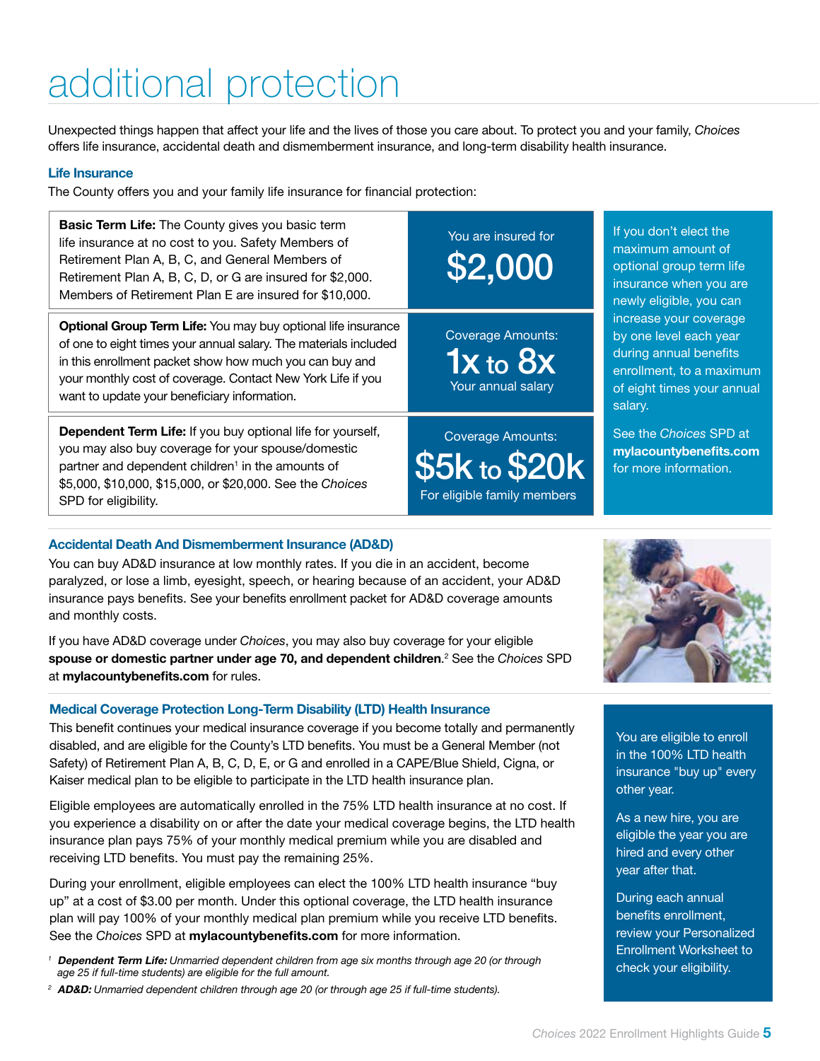# additional protection

Unexpected things happen that affect your life and the lives of those you care about. To protect you and your family, *Choices* offers life insurance, accidental death and dismemberment insurance, and long-term disability health insurance.

### Life Insurance

The County offers you and your family life insurance for financial protection:

| | |
|---|---|
| **Basic Term Life:** The County gives you basic term life insurance at no cost to you. Safety Members of Retirement Plan A, B, C, and General Members of Retirement Plan A, B, C, D, or G are insured for $2,000. Members of Retirement Plan E are insured for $10,000. | You are insured for **$2,000** |
| **Optional Group Term Life:** You may buy optional life insurance of one to eight times your annual salary. The materials included in this enrollment packet show how much you can buy and your monthly cost of coverage. Contact New York Life if you want to update your beneficiary information. | Coverage Amounts: **1x to 8x** Your annual salary |
| **Dependent Term Life:** If you buy optional life for yourself, you may also buy coverage for your spouse/domestic partner and dependent children[1] in the amounts of $5,000, $10,000, $15,000, or $20,000. See the *Choices* SPD for eligibility. | Coverage Amounts: **$5k to $20k** For eligible family members |

If you don't elect the maximum amount of optional group term life insurance when you are newly eligible, you can increase your coverage by one level each year during annual benefits enrollment, to a maximum of eight times your annual salary.

See the *Choices* SPD at **mylacountybenefits.com** for more information.

### Accidental Death And Dismemberment Insurance (AD&D)

You can buy AD&D insurance at low monthly rates. If you die in an accident, become paralyzed, or lose a limb, eyesight, speech, or hearing because of an accident, your AD&D insurance pays benefits. See your benefits enrollment packet for AD&D coverage amounts and monthly costs.

If you have AD&D coverage under *Choices*, you may also buy coverage for your eligible **spouse or domestic partner under age 70, and dependent children**.[2] See the *Choices* SPD at **mylacountybenefits.com** for rules.

### Medical Coverage Protection Long-Term Disability (LTD) Health Insurance

This benefit continues your medical insurance coverage if you become totally and permanently disabled, and are eligible for the County's LTD benefits. You must be a General Member (not Safety) of Retirement Plan A, B, C, D, E, or G and enrolled in a CAPE/Blue Shield, Cigna, or Kaiser medical plan to be eligible to participate in the LTD health insurance plan.

Eligible employees are automatically enrolled in the 75% LTD health insurance at no cost. If you experience a disability on or after the date your medical coverage begins, the LTD health insurance plan pays 75% of your monthly medical premium while you are disabled and receiving LTD benefits. You must pay the remaining 25%.

During your enrollment, eligible employees can elect the 100% LTD health insurance "buy up" at a cost of $3.00 per month. Under this optional coverage, the LTD health insurance plan will pay 100% of your monthly medical plan premium while you receive LTD benefits. See the *Choices* SPD at **mylacountybenefits.com** for more information.

You are eligible to enroll in the 100% LTD health insurance "buy up" every other year.

As a new hire, you are eligible the year you are hired and every other year after that.

During each annual benefits enrollment, review your Personalized Enrollment Worksheet to check your eligibility.

[1] ***Dependent Term Life:*** *Unmarried dependent children from age six months through age 20 (or through age 25 if full-time students) are eligible for the full amount.*

[2] ***AD&D:*** *Unmarried dependent children through age 20 (or through age 25 if full-time students).*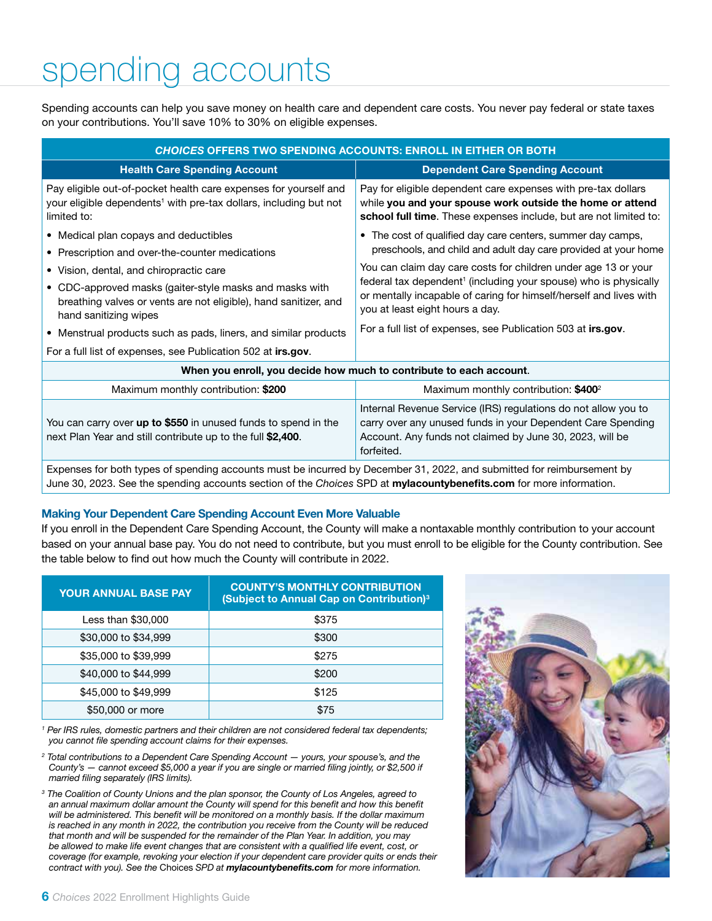# spending accounts

Spending accounts can help you save money on health care and dependent care costs. You never pay federal or state taxes on your contributions. You'll save 10% to 30% on eligible expenses.

| ***CHOICES* OFFERS TWO SPENDING ACCOUNTS: ENROLL IN EITHER OR BOTH** | |
|---|---|
| **Health Care Spending Account** | **Dependent Care Spending Account** |
| Pay eligible out-of-pocket health care expenses for yourself and your eligible dependents[1] with pre-tax dollars, including but not limited to:<br>• Medical plan copays and deductibles<br>• Prescription and over-the-counter medications<br>• Vision, dental, and chiropractic care<br>• CDC-approved masks (gaiter-style masks and masks with breathing valves or vents are not eligible), hand sanitizer, and hand sanitizing wipes<br>• Menstrual products such as pads, liners, and similar products<br>For a full list of expenses, see Publication 502 at **irs.gov**. | Pay for eligible dependent care expenses with pre-tax dollars while **you and your spouse work outside the home or attend school full time**. These expenses include, but are not limited to:<br>• The cost of qualified day care centers, summer day camps, preschools, and child and adult day care provided at your home<br>You can claim day care costs for children under age 13 or your federal tax dependent[1] (including your spouse) who is physically or mentally incapable of caring for himself/herself and lives with you at least eight hours a day.<br>For a full list of expenses, see Publication 503 at **irs.gov**. |
| **When you enroll, you decide how much to contribute to each account.** | |
| Maximum monthly contribution: **$200** | Maximum monthly contribution: **$400**[2] |
| You can carry over **up to $550** in unused funds to spend in the next Plan Year and still contribute up to the full **$2,400**. | Internal Revenue Service (IRS) regulations do not allow you to carry over any unused funds in your Dependent Care Spending Account. Any funds not claimed by June 30, 2023, will be forfeited. |
| Expenses for both types of spending accounts must be incurred by December 31, 2022, and submitted for reimbursement by June 30, 2023. See the spending accounts section of the *Choices* SPD at **mylacountybenefits.com** for more information. | |

### Making Your Dependent Care Spending Account Even More Valuable

If you enroll in the Dependent Care Spending Account, the County will make a nontaxable monthly contribution to your account based on your annual base pay. You do not need to contribute, but you must enroll to be eligible for the County contribution. See the table below to find out how much the County will contribute in 2022.

| YOUR ANNUAL BASE PAY | COUNTY'S MONTHLY CONTRIBUTION (Subject to Annual Cap on Contribution)[3] |
|---|---|
| Less than $30,000 | $375 |
| $30,000 to $34,999 | $300 |
| $35,000 to $39,999 | $275 |
| $40,000 to $44,999 | $200 |
| $45,000 to $49,999 | $125 |
| $50,000 or more | $75 |

*[1] Per IRS rules, domestic partners and their children are not considered federal tax dependents; you cannot file spending account claims for their expenses.*

*[2] Total contributions to a Dependent Care Spending Account — yours, your spouse's, and the County's — cannot exceed $5,000 a year if you are single or married filing jointly, or $2,500 if married filing separately (IRS limits).*

*[3] The Coalition of County Unions and the plan sponsor, the County of Los Angeles, agreed to an annual maximum dollar amount the County will spend for this benefit and how this benefit will be administered. This benefit will be monitored on a monthly basis. If the dollar maximum is reached in any month in 2022, the contribution you receive from the County will be reduced that month and will be suspended for the remainder of the Plan Year. In addition, you may be allowed to make life event changes that are consistent with a qualified life event, cost, or coverage (for example, revoking your election if your dependent care provider quits or ends their contract with you). See the* Choices *SPD at* ***mylacountybenefits.com*** *for more information.*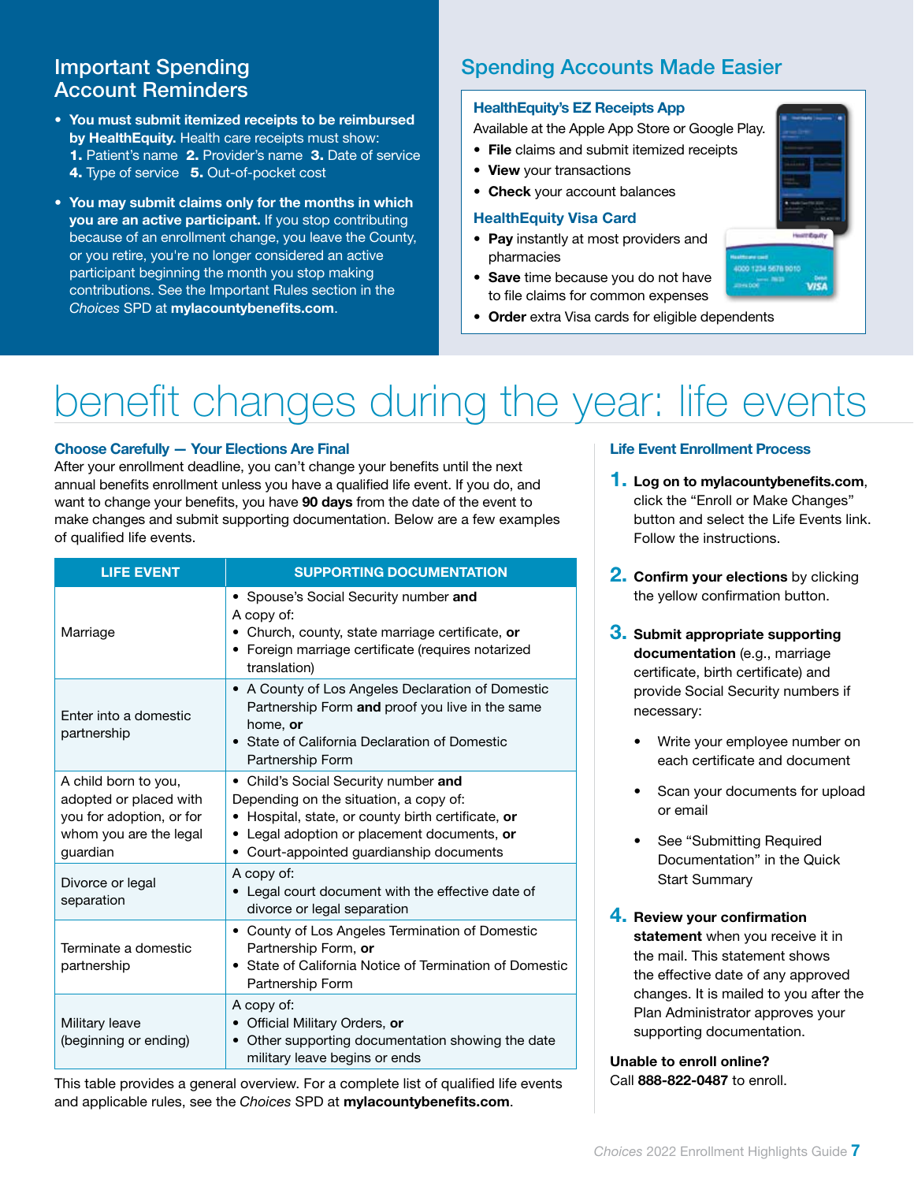## Important Spending Account Reminders

- **You must submit itemized receipts to be reimbursed by HealthEquity.** Health care receipts must show: **1.** Patient's name **2.** Provider's name **3.** Date of service **4.** Type of service **5.** Out-of-pocket cost
- **You may submit claims only for the months in which you are an active participant.** If you stop contributing because of an enrollment change, you leave the County, or you retire, you're no longer considered an active participant beginning the month you stop making contributions. See the Important Rules section in the *Choices* SPD at **mylacountybenefits.com**.

## Spending Accounts Made Easier

### HealthEquity's EZ Receipts App

Available at the Apple App Store or Google Play.

- **File** claims and submit itemized receipts
- **View** your transactions
- **Check** your account balances

### HealthEquity Visa Card

- **Pay** instantly at most providers and pharmacies
- **Save** time because you do not have to file claims for common expenses
- **Order** extra Visa cards for eligible dependents

# benefit changes during the year: life events

### Choose Carefully — Your Elections Are Final

After your enrollment deadline, you can't change your benefits until the next annual benefits enrollment unless you have a qualified life event. If you do, and want to change your benefits, you have **90 days** from the date of the event to make changes and submit supporting documentation. Below are a few examples of qualified life events.

| LIFE EVENT | SUPPORTING DOCUMENTATION |
|---|---|
| Marriage | • Spouse's Social Security number **and**<br>A copy of:<br>• Church, county, state marriage certificate, **or**<br>• Foreign marriage certificate (requires notarized translation) |
| Enter into a domestic partnership | • A County of Los Angeles Declaration of Domestic Partnership Form **and** proof you live in the same home, **or**<br>• State of California Declaration of Domestic Partnership Form |
| A child born to you, adopted or placed with you for adoption, or for whom you are the legal guardian | • Child's Social Security number **and**<br>Depending on the situation, a copy of:<br>• Hospital, state, or county birth certificate, **or**<br>• Legal adoption or placement documents, **or**<br>• Court-appointed guardianship documents |
| Divorce or legal separation | A copy of:<br>• Legal court document with the effective date of divorce or legal separation |
| Terminate a domestic partnership | • County of Los Angeles Termination of Domestic Partnership Form, **or**<br>• State of California Notice of Termination of Domestic Partnership Form |
| Military leave (beginning or ending) | A copy of:<br>• Official Military Orders, **or**<br>• Other supporting documentation showing the date military leave begins or ends |

This table provides a general overview. For a complete list of qualified life events and applicable rules, see the *Choices* SPD at **mylacountybenefits.com**.

### Life Event Enrollment Process

1. **Log on to mylacountybenefits.com**, click the "Enroll or Make Changes" button and select the Life Events link. Follow the instructions.
2. **Confirm your elections** by clicking the yellow confirmation button.
3. **Submit appropriate supporting documentation** (e.g., marriage certificate, birth certificate) and provide Social Security numbers if necessary:
   - Write your employee number on each certificate and document
   - Scan your documents for upload or email
   - See "Submitting Required Documentation" in the Quick Start Summary
4. **Review your confirmation statement** when you receive it in the mail. This statement shows the effective date of any approved changes. It is mailed to you after the Plan Administrator approves your supporting documentation.

**Unable to enroll online?**
Call **888-822-0487** to enroll.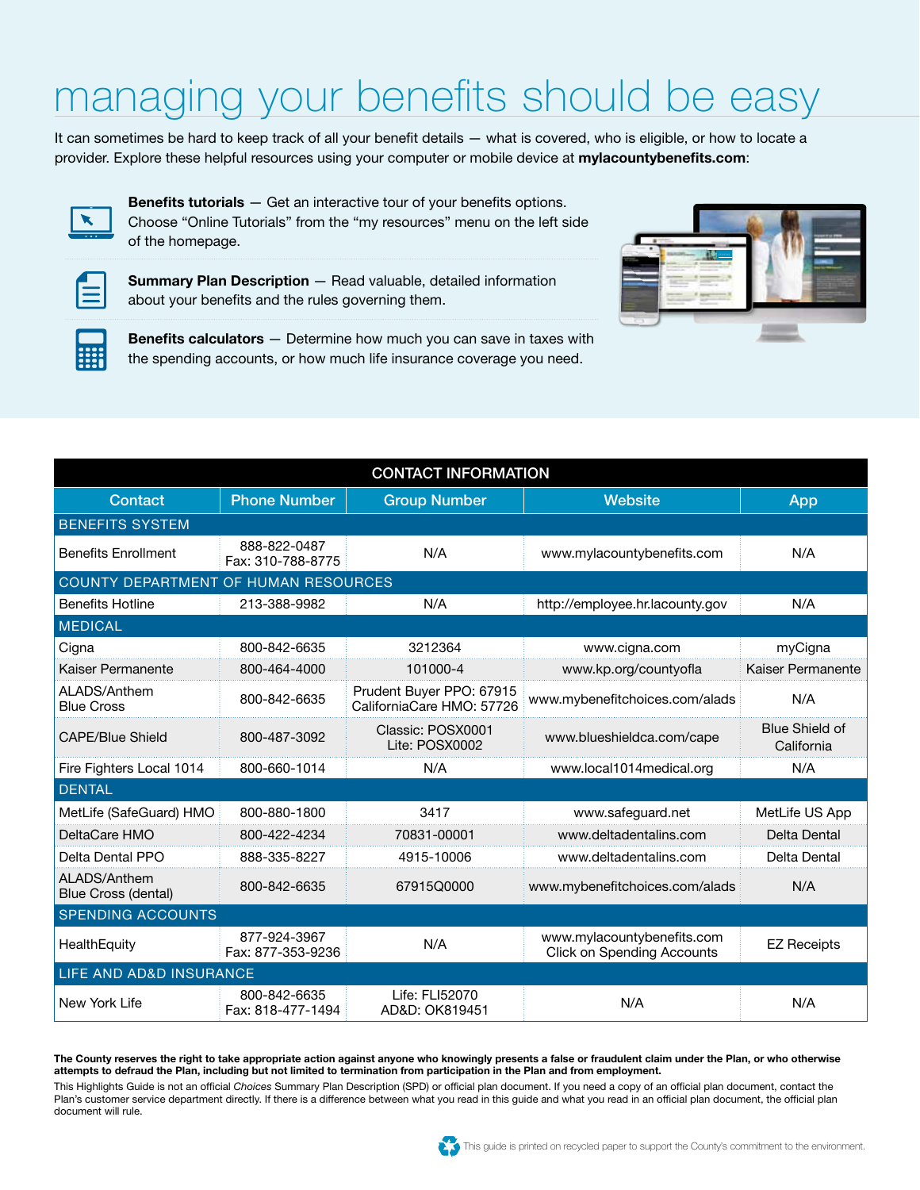# managing your benefits should be easy

It can sometimes be hard to keep track of all your benefit details — what is covered, who is eligible, or how to locate a provider. Explore these helpful resources using your computer or mobile device at **mylacountybenefits.com**:

**Benefits tutorials** — Get an interactive tour of your benefits options. Choose "Online Tutorials" from the "my resources" menu on the left side of the homepage.

**Summary Plan Description** — Read valuable, detailed information about your benefits and the rules governing them.

**Benefits calculators** — Determine how much you can save in taxes with the spending accounts, or how much life insurance coverage you need.

**CONTACT INFORMATION**

| Contact | Phone Number | Group Number | Website | App |
|---|---|---|---|---|
| **BENEFITS SYSTEM** | | | | |
| Benefits Enrollment | 888-822-0487<br>Fax: 310-788-8775 | N/A | www.mylacountybenefits.com | N/A |
| **COUNTY DEPARTMENT OF HUMAN RESOURCES** | | | | |
| Benefits Hotline | 213-388-9982 | N/A | http://employee.hr.lacounty.gov | N/A |
| **MEDICAL** | | | | |
| Cigna | 800-842-6635 | 3212364 | www.cigna.com | myCigna |
| Kaiser Permanente | 800-464-4000 | 101000-4 | www.kp.org/countyofla | Kaiser Permanente |
| ALADS/Anthem Blue Cross | 800-842-6635 | Prudent Buyer PPO: 67915<br>CaliforniaCare HMO: 57726 | www.mybenefitchoices.com/alads | N/A |
| CAPE/Blue Shield | 800-487-3092 | Classic: POSX0001<br>Lite: POSX0002 | www.blueshieldca.com/cape | Blue Shield of California |
| Fire Fighters Local 1014 | 800-660-1014 | N/A | www.local1014medical.org | N/A |
| **DENTAL** | | | | |
| MetLife (SafeGuard) HMO | 800-880-1800 | 3417 | www.safeguard.net | MetLife US App |
| DeltaCare HMO | 800-422-4234 | 70831-00001 | www.deltadentalins.com | Delta Dental |
| Delta Dental PPO | 888-335-8227 | 4915-10006 | www.deltadentalins.com | Delta Dental |
| ALADS/Anthem Blue Cross (dental) | 800-842-6635 | 67915Q0000 | www.mybenefitchoices.com/alads | N/A |
| **SPENDING ACCOUNTS** | | | | |
| HealthEquity | 877-924-3967<br>Fax: 877-353-9236 | N/A | www.mylacountybenefits.com<br>Click on Spending Accounts | EZ Receipts |
| **LIFE AND AD&D INSURANCE** | | | | |
| New York Life | 800-842-6635<br>Fax: 818-477-1494 | Life: FLI52070<br>AD&D: OK819451 | N/A | N/A |

**The County reserves the right to take appropriate action against anyone who knowingly presents a false or fraudulent claim under the Plan, or who otherwise attempts to defraud the Plan, including but not limited to termination from participation in the Plan and from employment.**

This Highlights Guide is not an official *Choices* Summary Plan Description (SPD) or official plan document. If you need a copy of an official plan document, contact the Plan's customer service department directly. If there is a difference between what you read in this guide and what you read in an official plan document, the official plan document will rule.

This guide is printed on recycled paper to support the County's commitment to the environment.